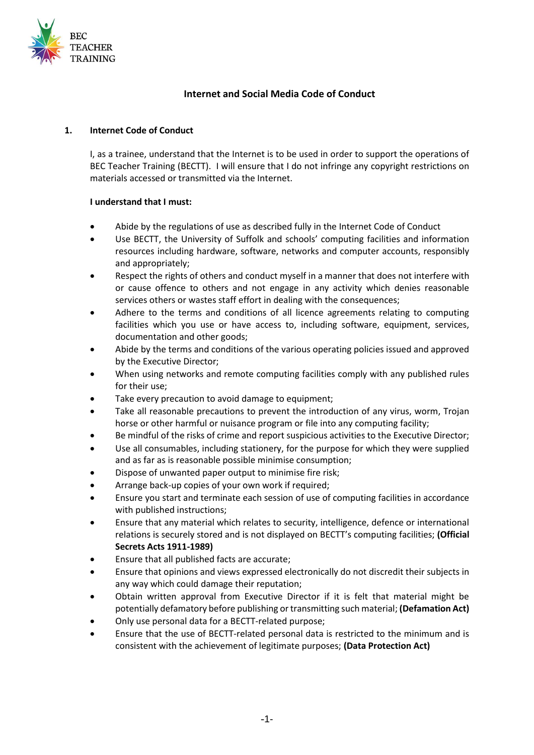BEC TEACHER TRAINING

# Internet and Social Media Code of Conduct

## 1. Internet Code of Conduct

I, as a trainee, understand that the Internet is to be used in order to support the operations of BEC Teacher Training (BECTT). I will ensure that I do not infringe any copyright restrictions on materials accessed or transmitted via the Internet.

**I understand that I must:**

- Abide by the regulations of use as described fully in the Internet Code of Conduct
- Use BECTT, the University of Suffolk and schools' computing facilities and information resources including hardware, software, networks and computer accounts, responsibly and appropriately;
- Respect the rights of others and conduct myself in a manner that does not interfere with or cause offence to others and not engage in any activity which denies reasonable services others or wastes staff effort in dealing with the consequences;
- Adhere to the terms and conditions of all licence agreements relating to computing facilities which you use or have access to, including software, equipment, services, documentation and other goods;
- Abide by the terms and conditions of the various operating policies issued and approved by the Executive Director;
- When using networks and remote computing facilities comply with any published rules for their use;
- Take every precaution to avoid damage to equipment;
- Take all reasonable precautions to prevent the introduction of any virus, worm, Trojan horse or other harmful or nuisance program or file into any computing facility;
- Be mindful of the risks of crime and report suspicious activities to the Executive Director;
- Use all consumables, including stationery, for the purpose for which they were supplied and as far as is reasonable possible minimise consumption;
- Dispose of unwanted paper output to minimise fire risk;
- Arrange back-up copies of your own work if required;
- Ensure you start and terminate each session of use of computing facilities in accordance with published instructions;
- Ensure that any material which relates to security, intelligence, defence or international relations is securely stored and is not displayed on BECTT's computing facilities; **(Official Secrets Acts 1911-1989)**
- Ensure that all published facts are accurate;
- Ensure that opinions and views expressed electronically do not discredit their subjects in any way which could damage their reputation;
- Obtain written approval from Executive Director if it is felt that material might be potentially defamatory before publishing or transmitting such material; **(Defamation Act)**
- Only use personal data for a BECTT-related purpose;
- Ensure that the use of BECTT-related personal data is restricted to the minimum and is consistent with the achievement of legitimate purposes; **(Data Protection Act)**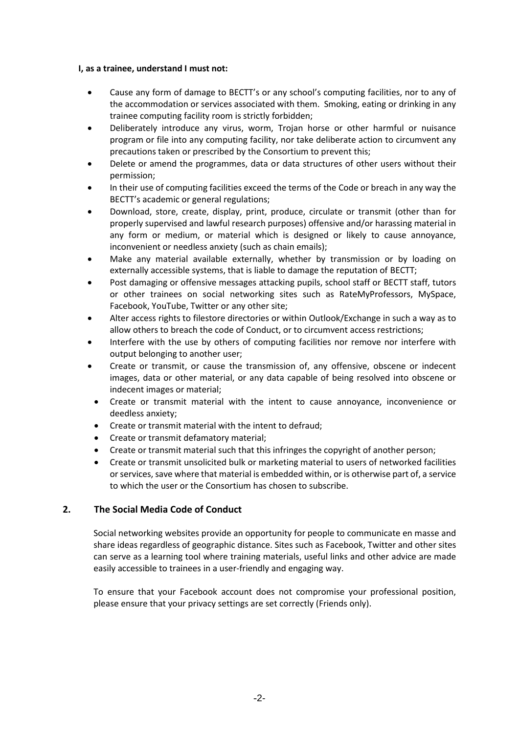**I, as a trainee, understand I must not:**

- Cause any form of damage to BECTT's or any school's computing facilities, nor to any of the accommodation or services associated with them. Smoking, eating or drinking in any trainee computing facility room is strictly forbidden;
- Deliberately introduce any virus, worm, Trojan horse or other harmful or nuisance program or file into any computing facility, nor take deliberate action to circumvent any precautions taken or prescribed by the Consortium to prevent this;
- Delete or amend the programmes, data or data structures of other users without their permission;
- In their use of computing facilities exceed the terms of the Code or breach in any way the BECTT's academic or general regulations;
- Download, store, create, display, print, produce, circulate or transmit (other than for properly supervised and lawful research purposes) offensive and/or harassing material in any form or medium, or material which is designed or likely to cause annoyance, inconvenient or needless anxiety (such as chain emails);
- Make any material available externally, whether by transmission or by loading on externally accessible systems, that is liable to damage the reputation of BECTT;
- Post damaging or offensive messages attacking pupils, school staff or BECTT staff, tutors or other trainees on social networking sites such as RateMyProfessors, MySpace, Facebook, YouTube, Twitter or any other site;
- Alter access rights to filestore directories or within Outlook/Exchange in such a way as to allow others to breach the code of Conduct, or to circumvent access restrictions;
- Interfere with the use by others of computing facilities nor remove nor interfere with output belonging to another user;
- Create or transmit, or cause the transmission of, any offensive, obscene or indecent images, data or other material, or any data capable of being resolved into obscene or indecent images or material;
- Create or transmit material with the intent to cause annoyance, inconvenience or deedless anxiety;
- Create or transmit material with the intent to defraud;
- Create or transmit defamatory material;
- Create or transmit material such that this infringes the copyright of another person;
- Create or transmit unsolicited bulk or marketing material to users of networked facilities or services, save where that material is embedded within, or is otherwise part of, a service to which the user or the Consortium has chosen to subscribe.

## 2. The Social Media Code of Conduct

Social networking websites provide an opportunity for people to communicate en masse and share ideas regardless of geographic distance. Sites such as Facebook, Twitter and other sites can serve as a learning tool where training materials, useful links and other advice are made easily accessible to trainees in a user-friendly and engaging way.

To ensure that your Facebook account does not compromise your professional position, please ensure that your privacy settings are set correctly (Friends only).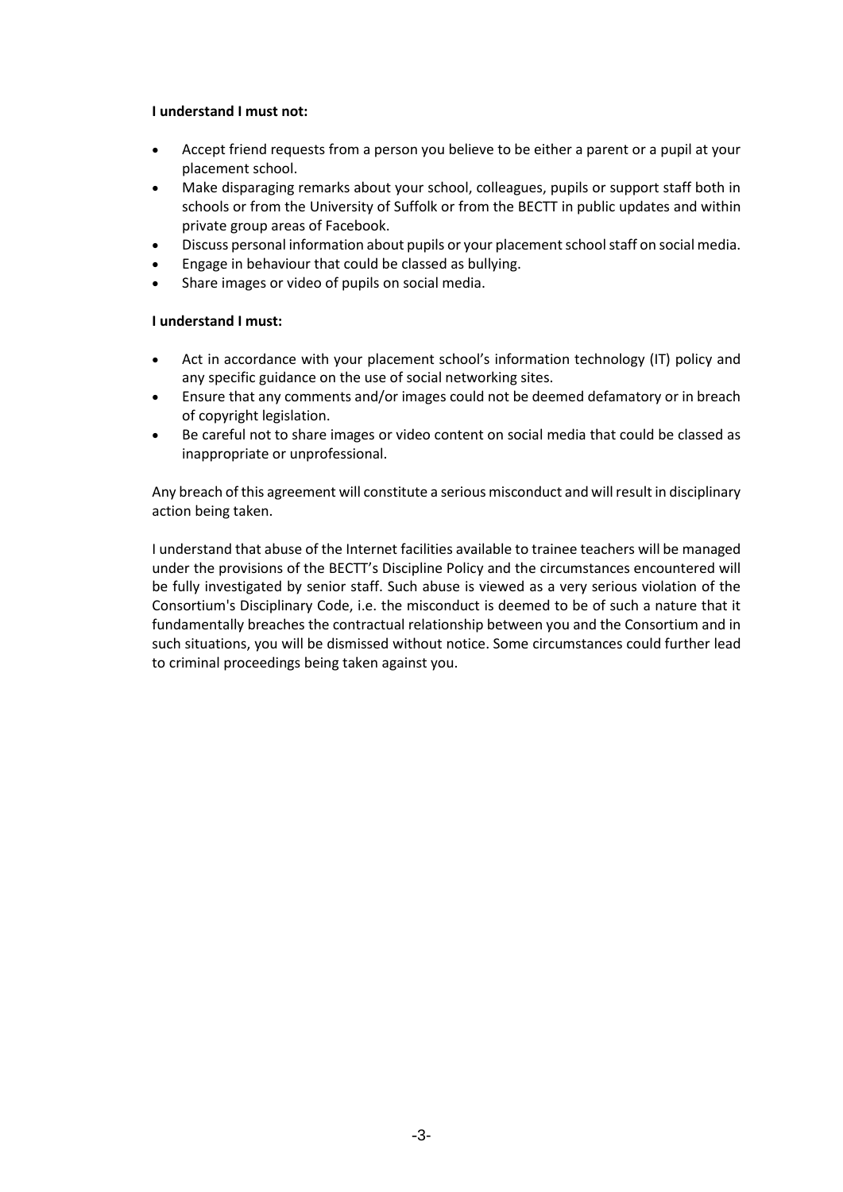**I understand I must not:**

- Accept friend requests from a person you believe to be either a parent or a pupil at your placement school.
- Make disparaging remarks about your school, colleagues, pupils or support staff both in schools or from the University of Suffolk or from the BECTT in public updates and within private group areas of Facebook.
- Discuss personal information about pupils or your placement school staff on social media.
- Engage in behaviour that could be classed as bullying.
- Share images or video of pupils on social media.

**I understand I must:**

- Act in accordance with your placement school's information technology (IT) policy and any specific guidance on the use of social networking sites.
- Ensure that any comments and/or images could not be deemed defamatory or in breach of copyright legislation.
- Be careful not to share images or video content on social media that could be classed as inappropriate or unprofessional.

Any breach of this agreement will constitute a serious misconduct and will result in disciplinary action being taken.

I understand that abuse of the Internet facilities available to trainee teachers will be managed under the provisions of the BECTT's Discipline Policy and the circumstances encountered will be fully investigated by senior staff. Such abuse is viewed as a very serious violation of the Consortium's Disciplinary Code, i.e. the misconduct is deemed to be of such a nature that it fundamentally breaches the contractual relationship between you and the Consortium and in such situations, you will be dismissed without notice. Some circumstances could further lead to criminal proceedings being taken against you.